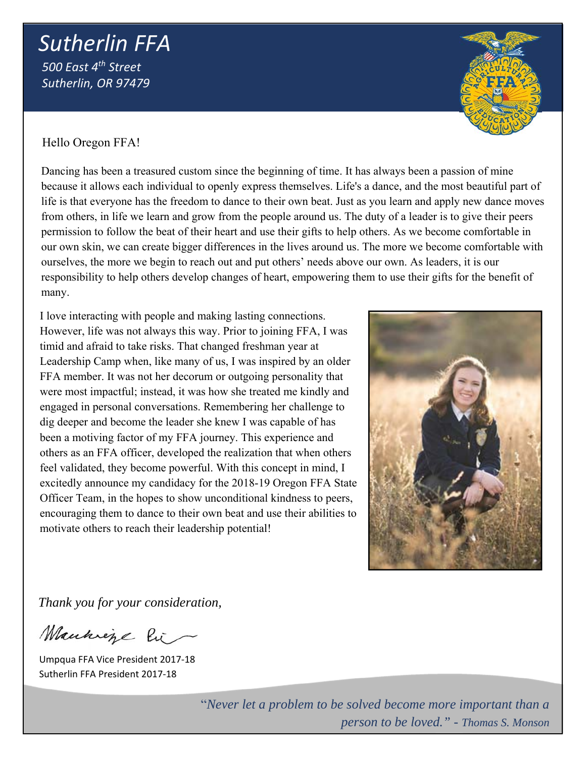# Sutherlin FFA

*500 East 4th Street*
*Sutherlin, OR 97479*

Hello Oregon FFA!

Dancing has been a treasured custom since the beginning of time. It has always been a passion of mine because it allows each individual to openly express themselves. Life's a dance, and the most beautiful part of life is that everyone has the freedom to dance to their own beat. Just as you learn and apply new dance moves from others, in life we learn and grow from the people around us. The duty of a leader is to give their peers permission to follow the beat of their heart and use their gifts to help others. As we become comfortable in our own skin, we can create bigger differences in the lives around us. The more we become comfortable with ourselves, the more we begin to reach out and put others' needs above our own. As leaders, it is our responsibility to help others develop changes of heart, empowering them to use their gifts for the benefit of many.

I love interacting with people and making lasting connections. However, life was not always this way. Prior to joining FFA, I was timid and afraid to take risks. That changed freshman year at Leadership Camp when, like many of us, I was inspired by an older FFA member. It was not her decorum or outgoing personality that were most impactful; instead, it was how she treated me kindly and engaged in personal conversations. Remembering her challenge to dig deeper and become the leader she knew I was capable of has been a motiving factor of my FFA journey. This experience and others as an FFA officer, developed the realization that when others feel validated, they become powerful. With this concept in mind, I excitedly announce my candidacy for the 2018-19 Oregon FFA State Officer Team, in the hopes to show unconditional kindness to peers, encouraging them to dance to their own beat and use their abilities to motivate others to reach their leadership potential!

*Thank you for your consideration,*

Umpqua FFA Vice President 2017-18
Sutherlin FFA President 2017-18

*"Never let a problem to be solved become more important than a person to be loved." - Thomas S. Monson*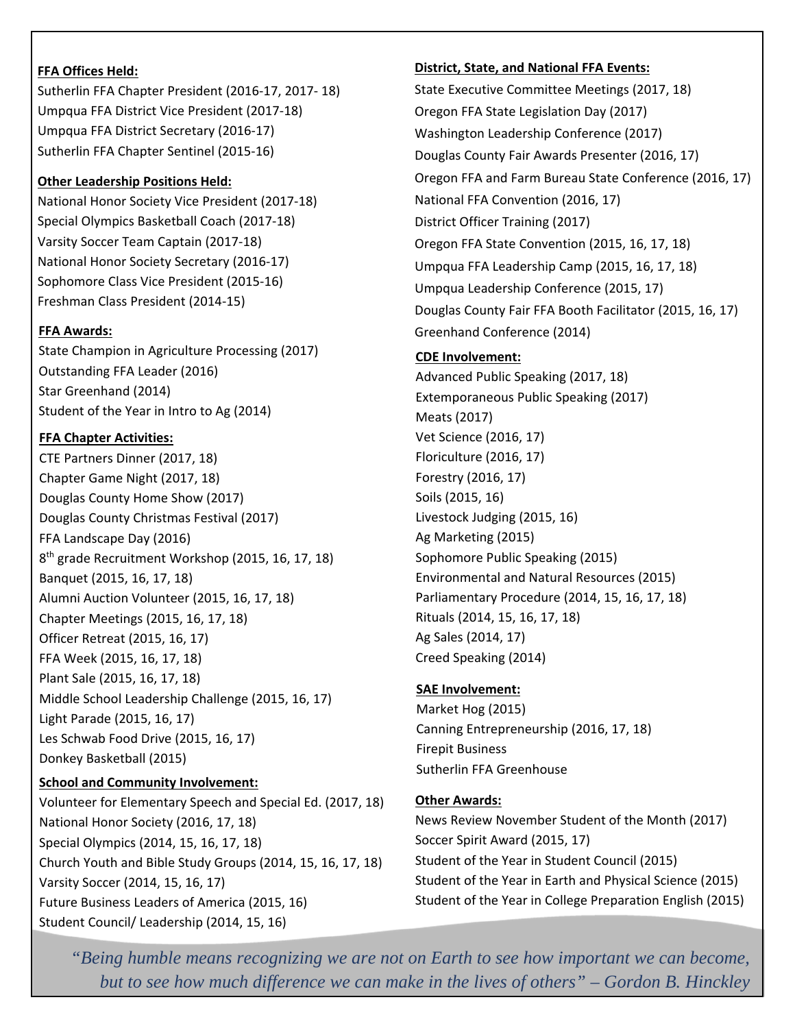**FFA Offices Held:**

Sutherlin FFA Chapter President (2016-17, 2017- 18)
Umpqua FFA District Vice President (2017-18)
Umpqua FFA District Secretary (2016-17)
Sutherlin FFA Chapter Sentinel (2015-16)

**Other Leadership Positions Held:**

National Honor Society Vice President (2017-18)
Special Olympics Basketball Coach (2017-18)
Varsity Soccer Team Captain (2017-18)
National Honor Society Secretary (2016-17)
Sophomore Class Vice President (2015-16)
Freshman Class President (2014-15)

**FFA Awards:**

State Champion in Agriculture Processing (2017)
Outstanding FFA Leader (2016)
Star Greenhand (2014)
Student of the Year in Intro to Ag (2014)

**FFA Chapter Activities:**

CTE Partners Dinner (2017, 18)
Chapter Game Night (2017, 18)
Douglas County Home Show (2017)
Douglas County Christmas Festival (2017)
FFA Landscape Day (2016)
8th grade Recruitment Workshop (2015, 16, 17, 18)
Banquet (2015, 16, 17, 18)
Alumni Auction Volunteer (2015, 16, 17, 18)
Chapter Meetings (2015, 16, 17, 18)
Officer Retreat (2015, 16, 17)
FFA Week (2015, 16, 17, 18)
Plant Sale (2015, 16, 17, 18)
Middle School Leadership Challenge (2015, 16, 17)
Light Parade (2015, 16, 17)
Les Schwab Food Drive (2015, 16, 17)
Donkey Basketball (2015)

**School and Community Involvement:**

Volunteer for Elementary Speech and Special Ed. (2017, 18)
National Honor Society (2016, 17, 18)
Special Olympics (2014, 15, 16, 17, 18)
Church Youth and Bible Study Groups (2014, 15, 16, 17, 18)
Varsity Soccer (2014, 15, 16, 17)
Future Business Leaders of America (2015, 16)
Student Council/ Leadership (2014, 15, 16)

**District, State, and National FFA Events:**

State Executive Committee Meetings (2017, 18)
Oregon FFA State Legislation Day (2017)
Washington Leadership Conference (2017)
Douglas County Fair Awards Presenter (2016, 17)
Oregon FFA and Farm Bureau State Conference (2016, 17)
National FFA Convention (2016, 17)
District Officer Training (2017)
Oregon FFA State Convention (2015, 16, 17, 18)
Umpqua FFA Leadership Camp (2015, 16, 17, 18)
Umpqua Leadership Conference (2015, 17)
Douglas County Fair FFA Booth Facilitator (2015, 16, 17)
Greenhand Conference (2014)

**CDE Involvement:**

Advanced Public Speaking (2017, 18)
Extemporaneous Public Speaking (2017)
Meats (2017)
Vet Science (2016, 17)
Floriculture (2016, 17)
Forestry (2016, 17)
Soils (2015, 16)
Livestock Judging (2015, 16)
Ag Marketing (2015)
Sophomore Public Speaking (2015)
Environmental and Natural Resources (2015)
Parliamentary Procedure (2014, 15, 16, 17, 18)
Rituals (2014, 15, 16, 17, 18)
Ag Sales (2014, 17)
Creed Speaking (2014)

**SAE Involvement:**

Market Hog (2015)
Canning Entrepreneurship (2016, 17, 18)
Firepit Business
Sutherlin FFA Greenhouse

**Other Awards:**

News Review November Student of the Month (2017)
Soccer Spirit Award (2015, 17)
Student of the Year in Student Council (2015)
Student of the Year in Earth and Physical Science (2015)
Student of the Year in College Preparation English (2015)

*"Being humble means recognizing we are not on Earth to see how important we can become, but to see how much difference we can make in the lives of others" – Gordon B. Hinckley*